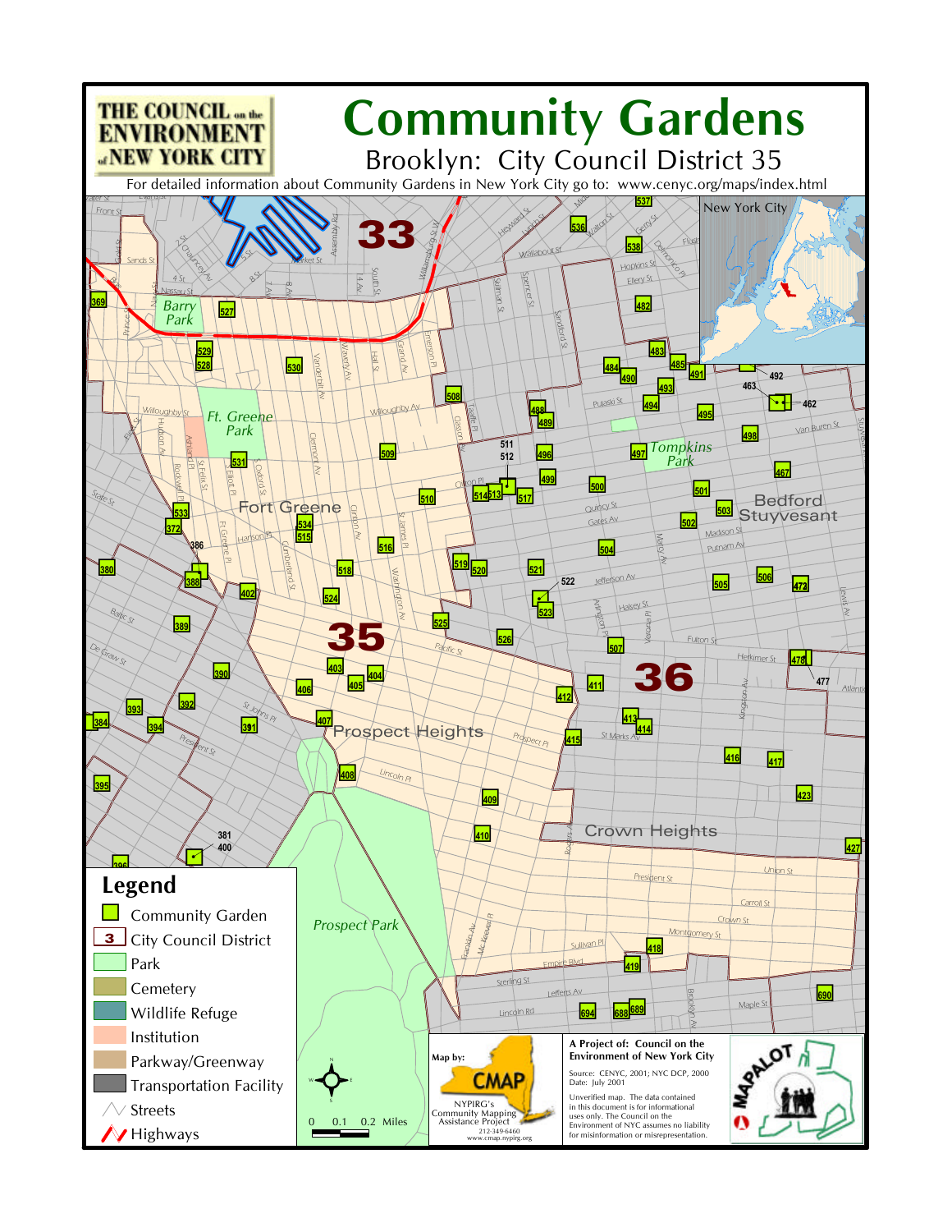# THE COUNCIL on the ENVIRONMENT of NEW YORK CITY

# Community Gardens

## Brooklyn: City Council District 35

For detailed information about Community Gardens in New York City go to: www.cenyc.org/maps/index.html

**Legend**

- Community Garden
- City Council District
- Park
- Cemetery
- Wildlife Refuge
- Institution
- Parkway/Greenway
- Transportation Facility
- Streets
- Highways

0 0.1 0.2 Miles

Map by: CMAP
NYPIRG's Community Mapping Assistance Project
212-349-6460
www.cmap.nypirg.org

**A Project of: Council on the Environment of New York City**

Source: CENYC, 2001; NYC DCP, 2000
Date: July 2001

Unverified map. The data contained in this document is for informational uses only. The Council on the Environment of NYC assumes no liability for misinformation or misrepresentation.

MAPALOT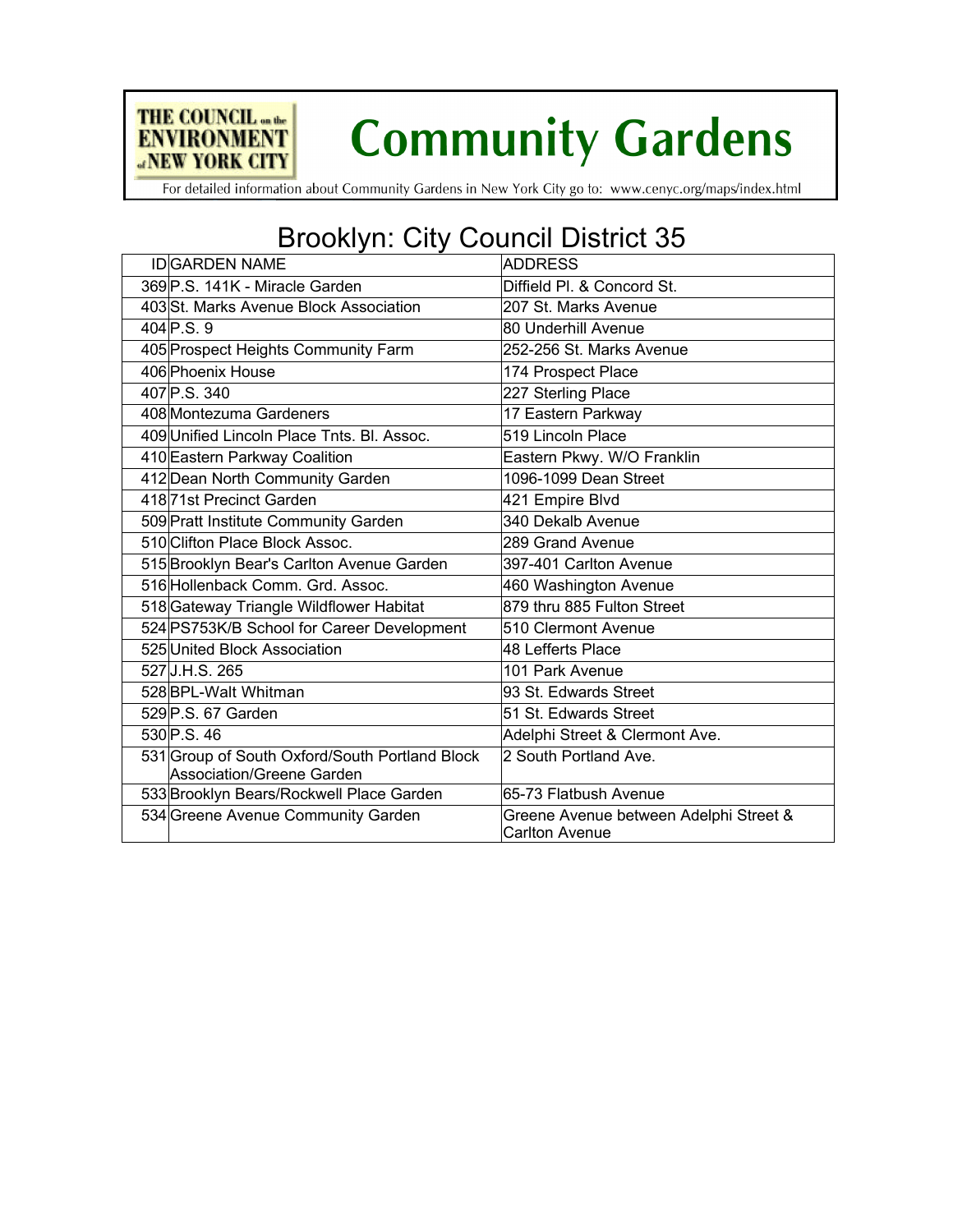THE COUNCIL on the ENVIRONMENT of NEW YORK CITY

# Community Gardens

For detailed information about Community Gardens in New York City go to: www.cenyc.org/maps/index.html

## Brooklyn: City Council District 35

| ID | GARDEN NAME | ADDRESS |
|---|---|---|
| 369 | P.S. 141K - Miracle Garden | Diffield Pl. & Concord St. |
| 403 | St. Marks Avenue Block Association | 207 St. Marks Avenue |
| 404 | P.S. 9 | 80 Underhill Avenue |
| 405 | Prospect Heights Community Farm | 252-256 St. Marks Avenue |
| 406 | Phoenix House | 174 Prospect Place |
| 407 | P.S. 340 | 227 Sterling Place |
| 408 | Montezuma Gardeners | 17 Eastern Parkway |
| 409 | Unified Lincoln Place Tnts. Bl. Assoc. | 519 Lincoln Place |
| 410 | Eastern Parkway Coalition | Eastern Pkwy. W/O Franklin |
| 412 | Dean North Community Garden | 1096-1099 Dean Street |
| 418 | 71st Precinct Garden | 421 Empire Blvd |
| 509 | Pratt Institute Community Garden | 340 Dekalb Avenue |
| 510 | Clifton Place Block Assoc. | 289 Grand Avenue |
| 515 | Brooklyn Bear's Carlton Avenue Garden | 397-401 Carlton Avenue |
| 516 | Hollenback Comm. Grd. Assoc. | 460 Washington Avenue |
| 518 | Gateway Triangle Wildflower Habitat | 879 thru 885 Fulton Street |
| 524 | PS753K/B School for Career Development | 510 Clermont Avenue |
| 525 | United Block Association | 48 Lefferts Place |
| 527 | J.H.S. 265 | 101 Park Avenue |
| 528 | BPL-Walt Whitman | 93 St. Edwards Street |
| 529 | P.S. 67 Garden | 51 St. Edwards Street |
| 530 | P.S. 46 | Adelphi Street & Clermont Ave. |
| 531 | Group of South Oxford/South Portland Block Association/Greene Garden | 2 South Portland Ave. |
| 533 | Brooklyn Bears/Rockwell Place Garden | 65-73 Flatbush Avenue |
| 534 | Greene Avenue Community Garden | Greene Avenue between Adelphi Street & Carlton Avenue |